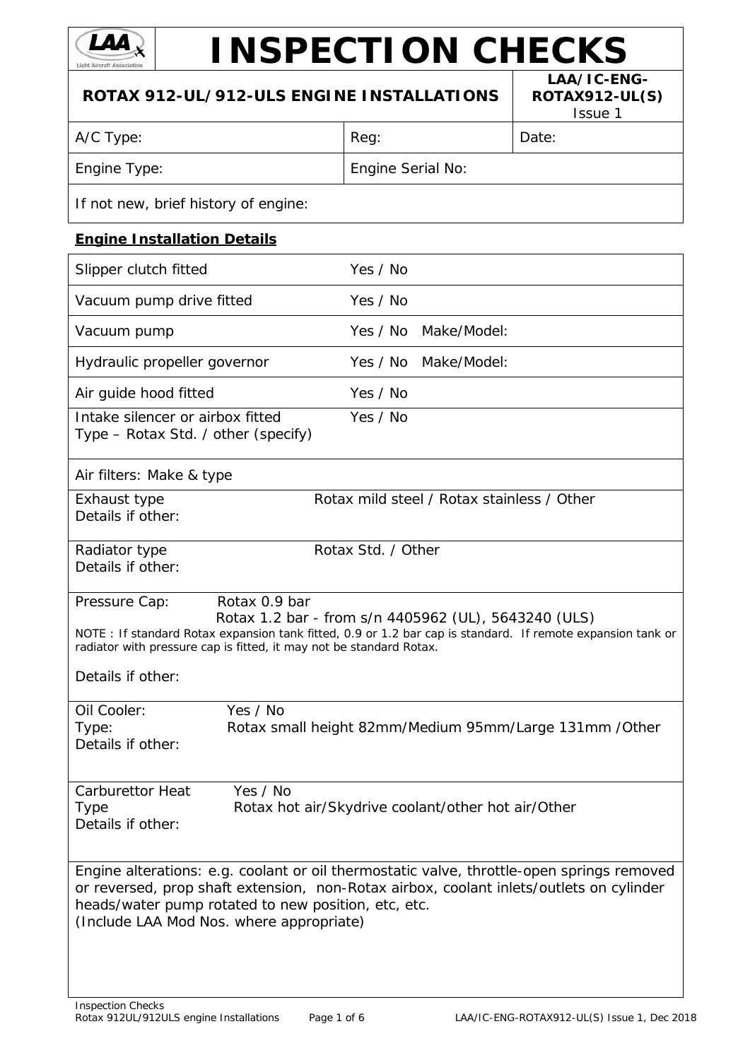# INSPECTION CHECKS

## ROTAX 912-UL/912-ULS ENGINE INSTALLATIONS

**LAA/IC-ENG-ROTAX912-UL(S)**
Issue 1

| A/C Type: | Reg: | Date: |
|---|---|---|
| Engine Type: | Engine Serial No: | |
| If not new, brief history of engine: | | |

### Engine Installation Details

| | |
|---|---|
| Slipper clutch fitted | Yes / No |
| Vacuum pump drive fitted | Yes / No |
| Vacuum pump | Yes / No Make/Model: |
| Hydraulic propeller governor | Yes / No Make/Model: |
| Air guide hood fitted | Yes / No |
| Intake silencer or airbox fitted<br>Type – Rotax Std. / other (specify) | Yes / No |
| Air filters: Make & type | |
| Exhaust type<br>Details if other: | Rotax mild steel / Rotax stainless / Other |
| Radiator type<br>Details if other: | Rotax Std. / Other |

Pressure Cap: Rotax 0.9 bar
Rotax 1.2 bar - from s/n 4405962 (UL), 5643240 (ULS)

NOTE : If standard Rotax expansion tank fitted, 0.9 or 1.2 bar cap is standard. If remote expansion tank or radiator with pressure cap is fitted, it may not be standard Rotax.

Details if other:

Oil Cooler: Yes / No
Type: Rotax small height 82mm/Medium 95mm/Large 131mm /Other
Details if other:

Carburettor Heat Yes / No
Type Rotax hot air/Skydrive coolant/other hot air/Other
Details if other:

Engine alterations: e.g. coolant or oil thermostatic valve, throttle-open springs removed or reversed, prop shaft extension, non-Rotax airbox, coolant inlets/outlets on cylinder heads/water pump rotated to new position, etc, etc.
(Include LAA Mod Nos. where appropriate)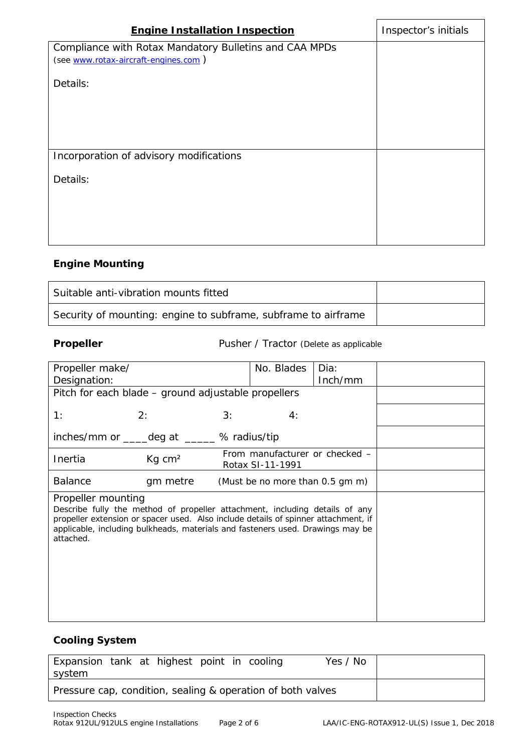| Engine Installation Inspection | Inspector's initials |
|---|---|
| Compliance with Rotax Mandatory Bulletins and CAA MPDs (see www.rotax-aircraft-engines.com )<br><br>Details: | |
| Incorporation of advisory modifications<br><br>Details: | |

### Engine Mounting

| | |
|---|---|
| Suitable anti-vibration mounts fitted | |
| Security of mounting: engine to subframe, subframe to airframe | |

**Propeller** Pusher / Tractor (Delete as applicable

| | | | | | |
|---|---|---|---|---|---|
| Propeller make/ Designation: | | No. Blades | Dia: Inch/mm | | |
| Pitch for each blade – ground adjustable propellers | | | | | |
| 1: | 2: | 3: | 4: | | |
| inches/mm or ____deg at _____ % radius/tip | | | | | |
| Inertia | Kg $cm^2$ | From manufacturer or checked – Rotax SI-11-1991 | | | |
| Balance | gm metre | (Must be no more than 0.5 gm m) | | | |
| Propeller mounting<br>Describe fully the method of propeller attachment, including details of any propeller extension or spacer used. Also include details of spinner attachment, if applicable, including bulkheads, materials and fasteners used. Drawings may be attached. | | | | | |

### Cooling System

| | | |
|---|---|---|
| Expansion tank at highest point in cooling system | Yes / No | |
| Pressure cap, condition, sealing & operation of both valves | | |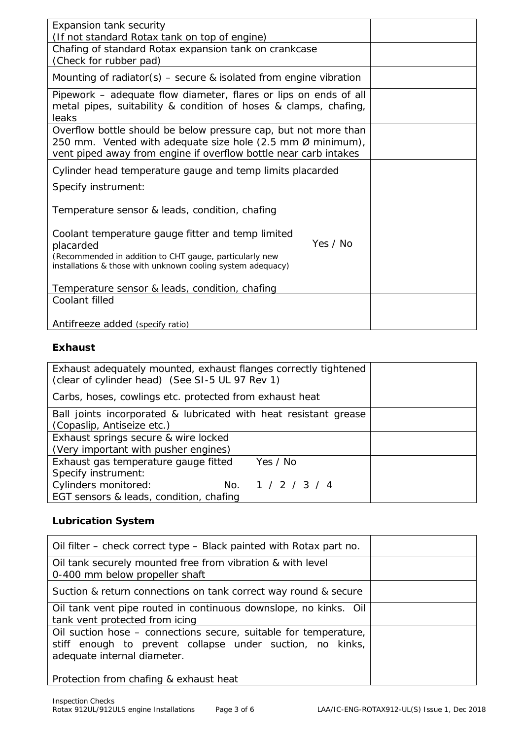| | |
|---|---|
| Expansion tank security<br>(If not standard Rotax tank on top of engine) | |
| Chafing of standard Rotax expansion tank on crankcase<br>(Check for rubber pad) | |
| Mounting of radiator(s) – secure & isolated from engine vibration | |
| Pipework – adequate flow diameter, flares or lips on ends of all metal pipes, suitability & condition of hoses & clamps, chafing, leaks | |
| Overflow bottle should be below pressure cap, but not more than 250 mm. Vented with adequate size hole (2.5 mm Ø minimum), vent piped away from engine if overflow bottle near carb intakes | |
| Cylinder head temperature gauge and temp limits placarded<br>Specify instrument:<br><br>Temperature sensor & leads, condition, chafing<br><br>Coolant temperature gauge fitter and temp limited placarded Yes / No<br>(Recommended in addition to CHT gauge, particularly new installations & those with unknown cooling system adequacy)<br><br>Temperature sensor & leads, condition, chafing | |
| Coolant filled<br><br>Antifreeze added (specify ratio) | |

### Exhaust

| | |
|---|---|
| Exhaust adequately mounted, exhaust flanges correctly tightened (clear of cylinder head) (See SI-5 UL 97 Rev 1) | |
| Carbs, hoses, cowlings etc. protected from exhaust heat | |
| Ball joints incorporated & lubricated with heat resistant grease (Copaslip, Antiseize etc.) | |
| Exhaust springs secure & wire locked<br>(Very important with pusher engines) | |
| Exhaust gas temperature gauge fitted Yes / No<br>Specify instrument:<br>Cylinders monitored: No. 1 / 2 / 3 / 4<br>EGT sensors & leads, condition, chafing | |

### Lubrication System

| | |
|---|---|
| Oil filter – check correct type – Black painted with Rotax part no. | |
| Oil tank securely mounted free from vibration & with level 0-400 mm below propeller shaft | |
| Suction & return connections on tank correct way round & secure | |
| Oil tank vent pipe routed in continuous downslope, no kinks. Oil tank vent protected from icing | |
| Oil suction hose – connections secure, suitable for temperature, stiff enough to prevent collapse under suction, no kinks, adequate internal diameter.<br><br>Protection from chafing & exhaust heat | |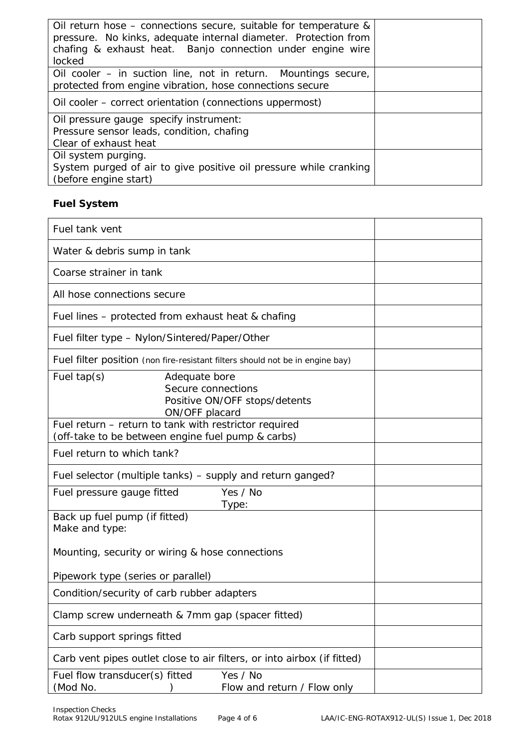| | |
|---|---|
| Oil return hose – connections secure, suitable for temperature & pressure. No kinks, adequate internal diameter. Protection from chafing & exhaust heat. Banjo connection under engine wire locked | |
| Oil cooler – in suction line, not in return. Mountings secure, protected from engine vibration, hose connections secure | |
| Oil cooler – correct orientation (connections uppermost) | |
| Oil pressure gauge specify instrument:<br>Pressure sensor leads, condition, chafing<br>Clear of exhaust heat | |
| Oil system purging.<br>System purged of air to give positive oil pressure while cranking (before engine start) | |

**Fuel System**

| | |
|---|---|
| Fuel tank vent | |
| Water & debris sump in tank | |
| Coarse strainer in tank | |
| All hose connections secure | |
| Fuel lines – protected from exhaust heat & chafing | |
| Fuel filter type – Nylon/Sintered/Paper/Other | |
| Fuel filter position (non fire-resistant filters should not be in engine bay) | |
| Fuel tap(s) Adequate bore<br>Secure connections<br>Positive ON/OFF stops/detents<br>ON/OFF placard | |
| Fuel return – return to tank with restrictor required<br>(off-take to be between engine fuel pump & carbs) | |
| Fuel return to which tank? | |
| Fuel selector (multiple tanks) – supply and return ganged? | |
| Fuel pressure gauge fitted Yes / No<br>Type: | |
| Back up fuel pump (if fitted)<br>Make and type:<br><br>Mounting, security or wiring & hose connections<br><br>Pipework type (series or parallel) | |
| Condition/security of carb rubber adapters | |
| Clamp screw underneath & 7mm gap (spacer fitted) | |
| Carb support springs fitted | |
| Carb vent pipes outlet close to air filters, or into airbox (if fitted) | |
| Fuel flow transducer(s) fitted Yes / No<br>(Mod No. ) Flow and return / Flow only | |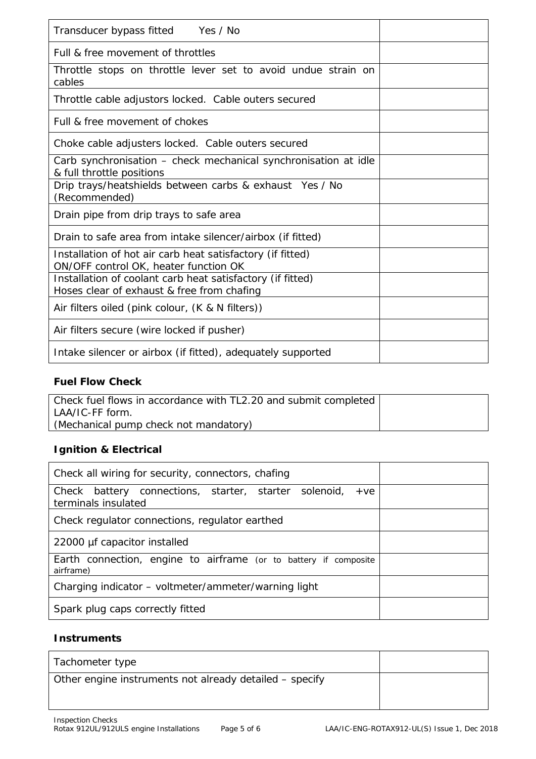| | |
|---|---|
| Transducer bypass fitted Yes / No | |
| Full & free movement of throttles | |
| Throttle stops on throttle lever set to avoid undue strain on cables | |
| Throttle cable adjustors locked. Cable outers secured | |
| Full & free movement of chokes | |
| Choke cable adjusters locked. Cable outers secured | |
| Carb synchronisation – check mechanical synchronisation at idle & full throttle positions | |
| Drip trays/heatshields between carbs & exhaust Yes / No (Recommended) | |
| Drain pipe from drip trays to safe area | |
| Drain to safe area from intake silencer/airbox (if fitted) | |
| Installation of hot air carb heat satisfactory (if fitted) ON/OFF control OK, heater function OK | |
| Installation of coolant carb heat satisfactory (if fitted) Hoses clear of exhaust & free from chafing | |
| Air filters oiled (pink colour, (K & N filters)) | |
| Air filters secure (wire locked if pusher) | |
| Intake silencer or airbox (if fitted), adequately supported | |

**Fuel Flow Check**

| | |
|---|---|
| Check fuel flows in accordance with TL2.20 and submit completed LAA/IC-FF form. (Mechanical pump check not mandatory) | |

**Ignition & Electrical**

| | |
|---|---|
| Check all wiring for security, connectors, chafing | |
| Check battery connections, starter, starter solenoid, +ve terminals insulated | |
| Check regulator connections, regulator earthed | |
| 22000 µf capacitor installed | |
| Earth connection, engine to airframe (or to battery if composite airframe) | |
| Charging indicator – voltmeter/ammeter/warning light | |
| Spark plug caps correctly fitted | |

**Instruments**

| | |
|---|---|
| Tachometer type | |
| Other engine instruments not already detailed – specify | |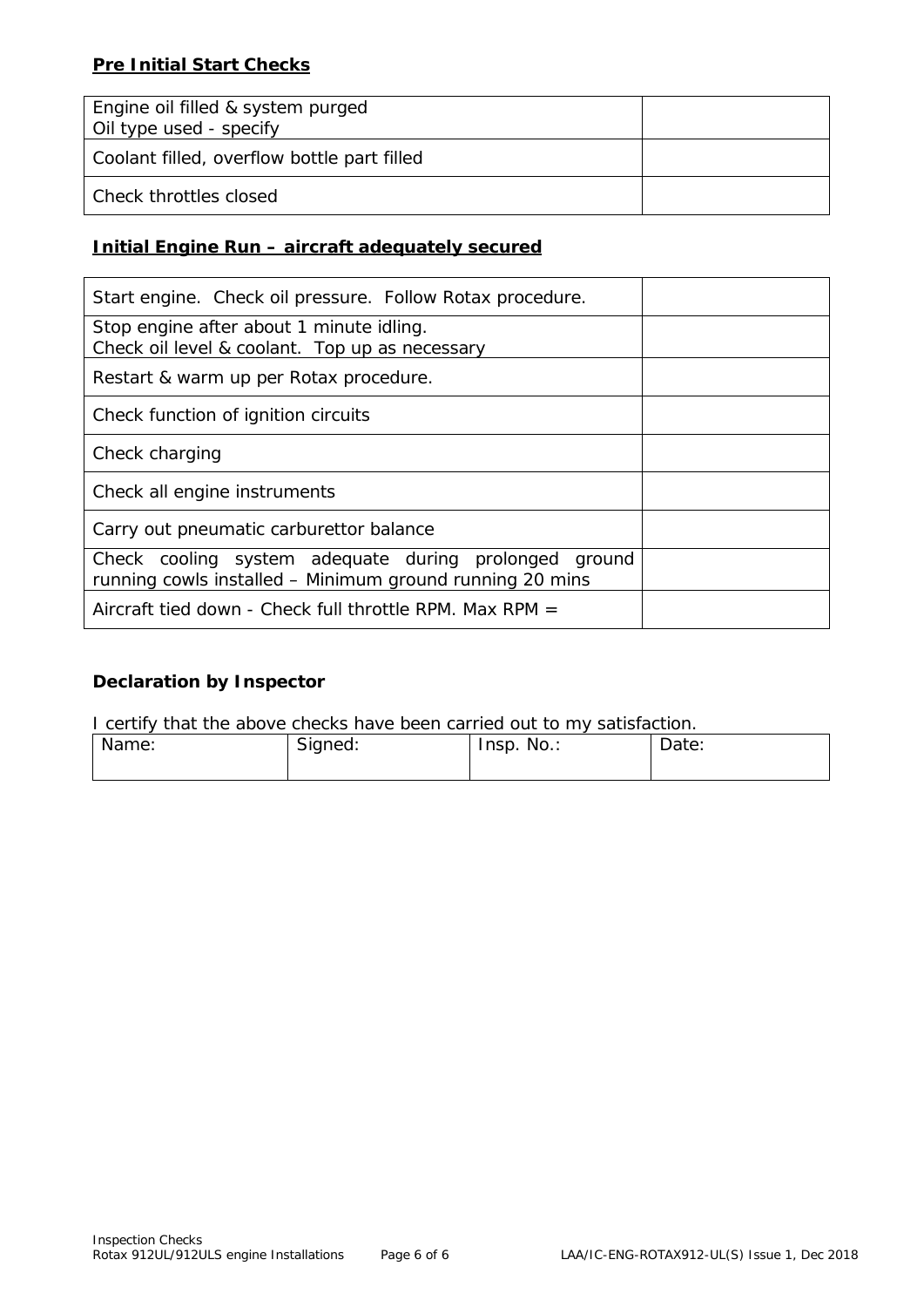**Pre Initial Start Checks**

| | |
|---|---|
| Engine oil filled & system purged<br>Oil type used - specify | |
| Coolant filled, overflow bottle part filled | |
| Check throttles closed | |

**Initial Engine Run – aircraft adequately secured**

| | |
|---|---|
| Start engine. Check oil pressure. Follow Rotax procedure. | |
| Stop engine after about 1 minute idling.<br>Check oil level & coolant. Top up as necessary | |
| Restart & warm up per Rotax procedure. | |
| Check function of ignition circuits | |
| Check charging | |
| Check all engine instruments | |
| Carry out pneumatic carburettor balance | |
| Check cooling system adequate during prolonged ground running cowls installed – Minimum ground running 20 mins | |
| Aircraft tied down - Check full throttle RPM. Max RPM = | |

**Declaration by Inspector**

I certify that the above checks have been carried out to my satisfaction.

| | | | |
|---|---|---|---|
| Name: | Signed: | Insp. No.: | Date: |